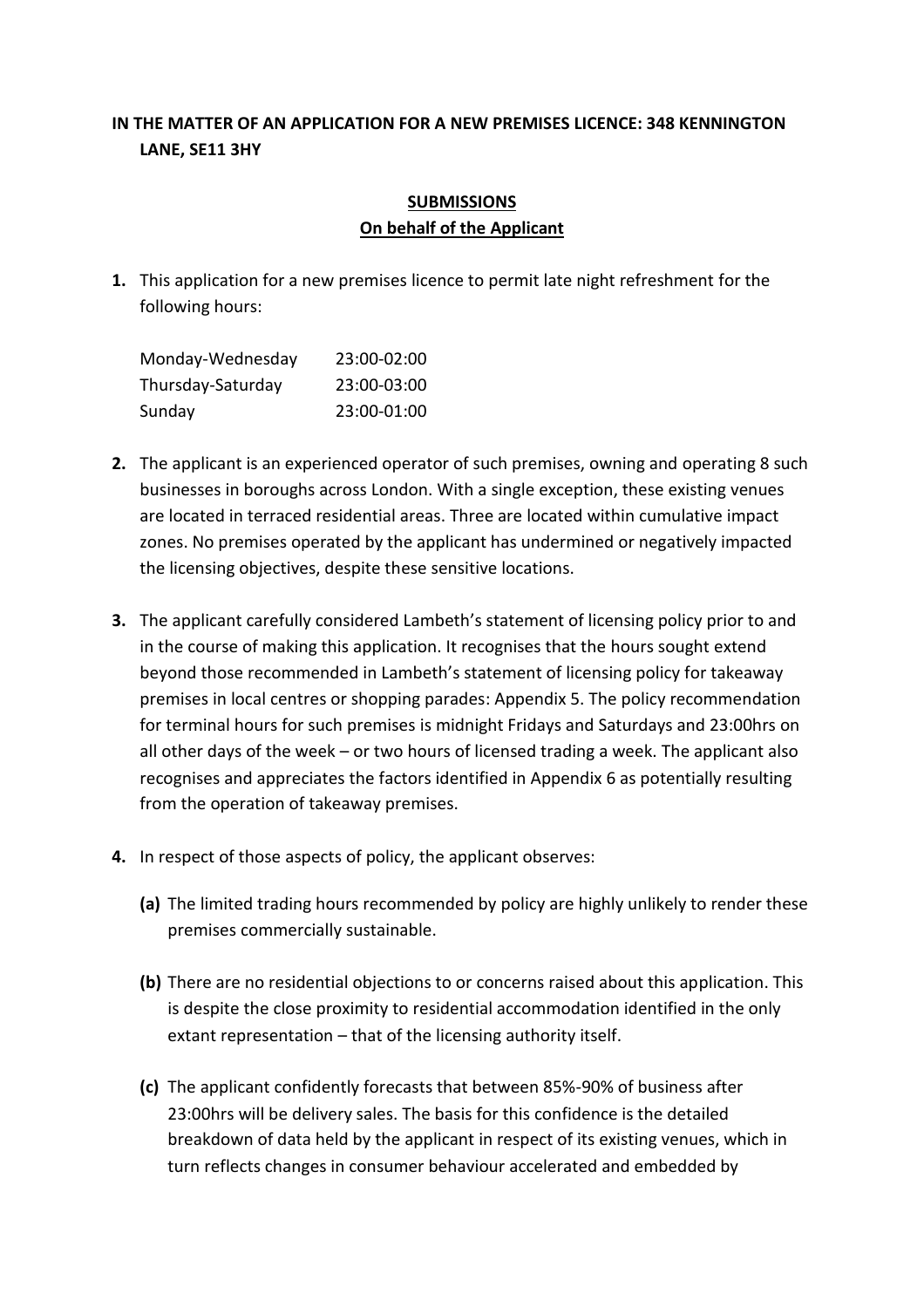**IN THE MATTER OF AN APPLICATION FOR A NEW PREMISES LICENCE: 348 KENNINGTON LANE, SE11 3HY**

**SUBMISSIONS**
**On behalf of the Applicant**

**1.** This application for a new premises licence to permit late night refreshment for the following hours:

| | |
|---|---|
| Monday-Wednesday | 23:00-02:00 |
| Thursday-Saturday | 23:00-03:00 |
| Sunday | 23:00-01:00 |

**2.** The applicant is an experienced operator of such premises, owning and operating 8 such businesses in boroughs across London. With a single exception, these existing venues are located in terraced residential areas. Three are located within cumulative impact zones. No premises operated by the applicant has undermined or negatively impacted the licensing objectives, despite these sensitive locations.

**3.** The applicant carefully considered Lambeth's statement of licensing policy prior to and in the course of making this application. It recognises that the hours sought extend beyond those recommended in Lambeth's statement of licensing policy for takeaway premises in local centres or shopping parades: Appendix 5. The policy recommendation for terminal hours for such premises is midnight Fridays and Saturdays and 23:00hrs on all other days of the week – or two hours of licensed trading a week. The applicant also recognises and appreciates the factors identified in Appendix 6 as potentially resulting from the operation of takeaway premises.

**4.** In respect of those aspects of policy, the applicant observes:

**(a)** The limited trading hours recommended by policy are highly unlikely to render these premises commercially sustainable.

**(b)** There are no residential objections to or concerns raised about this application. This is despite the close proximity to residential accommodation identified in the only extant representation – that of the licensing authority itself.

**(c)** The applicant confidently forecasts that between 85%-90% of business after 23:00hrs will be delivery sales. The basis for this confidence is the detailed breakdown of data held by the applicant in respect of its existing venues, which in turn reflects changes in consumer behaviour accelerated and embedded by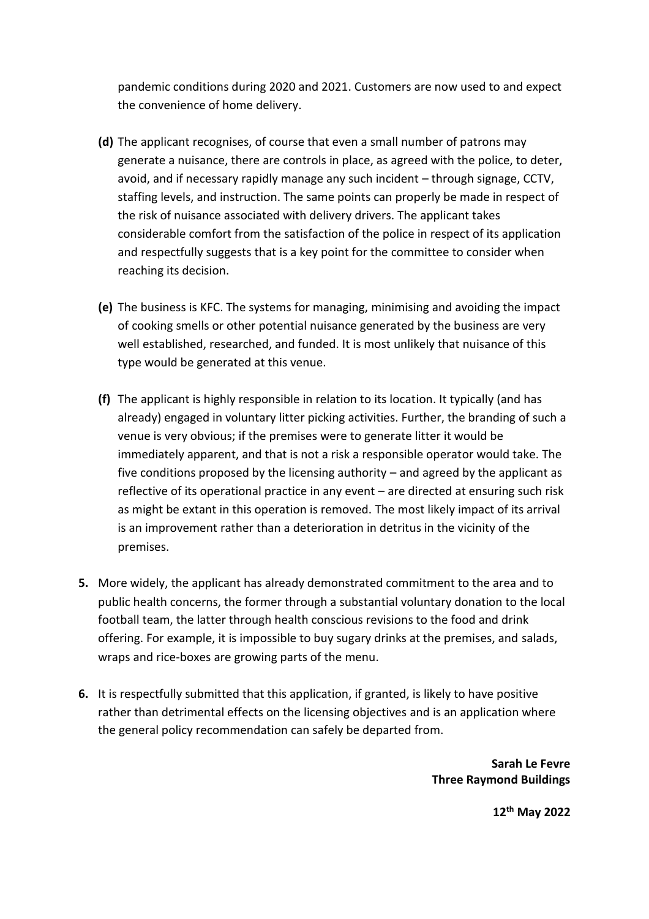pandemic conditions during 2020 and 2021. Customers are now used to and expect the convenience of home delivery.

**(d)** The applicant recognises, of course that even a small number of patrons may generate a nuisance, there are controls in place, as agreed with the police, to deter, avoid, and if necessary rapidly manage any such incident – through signage, CCTV, staffing levels, and instruction. The same points can properly be made in respect of the risk of nuisance associated with delivery drivers. The applicant takes considerable comfort from the satisfaction of the police in respect of its application and respectfully suggests that is a key point for the committee to consider when reaching its decision.

**(e)** The business is KFC. The systems for managing, minimising and avoiding the impact of cooking smells or other potential nuisance generated by the business are very well established, researched, and funded. It is most unlikely that nuisance of this type would be generated at this venue.

**(f)** The applicant is highly responsible in relation to its location. It typically (and has already) engaged in voluntary litter picking activities. Further, the branding of such a venue is very obvious; if the premises were to generate litter it would be immediately apparent, and that is not a risk a responsible operator would take. The five conditions proposed by the licensing authority – and agreed by the applicant as reflective of its operational practice in any event – are directed at ensuring such risk as might be extant in this operation is removed. The most likely impact of its arrival is an improvement rather than a deterioration in detritus in the vicinity of the premises.

**5.** More widely, the applicant has already demonstrated commitment to the area and to public health concerns, the former through a substantial voluntary donation to the local football team, the latter through health conscious revisions to the food and drink offering. For example, it is impossible to buy sugary drinks at the premises, and salads, wraps and rice-boxes are growing parts of the menu.

**6.** It is respectfully submitted that this application, if granted, is likely to have positive rather than detrimental effects on the licensing objectives and is an application where the general policy recommendation can safely be departed from.

**Sarah Le Fevre**
**Three Raymond Buildings**

**12th May 2022**